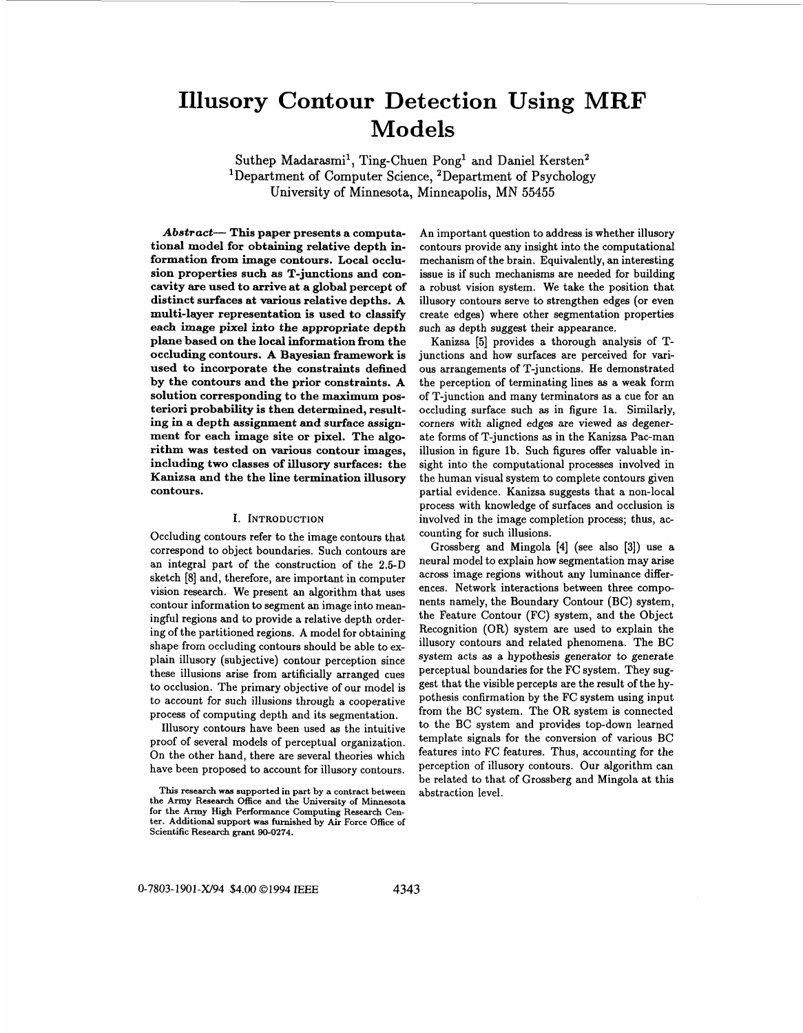# Illusory Contour Detection Using MRF Models

Suthep Madarasmi[1], Ting-Chuen Pong[1] and Daniel Kersten[2]
[1]Department of Computer Science, [2]Department of Psychology
University of Minnesota, Minneapolis, MN 55455

***Abstract*— This paper presents a computational model for obtaining relative depth information from image contours. Local occlusion properties such as T-junctions and concavity are used to arrive at a global percept of distinct surfaces at various relative depths. A multi-layer representation is used to classify each image pixel into the appropriate depth plane based on the local information from the occluding contours. A Bayesian framework is used to incorporate the constraints defined by the contours and the prior constraints. A solution corresponding to the maximum posteriori probability is then determined, resulting in a depth assignment and surface assignment for each image site or pixel. The algorithm was tested on various contour images, including two classes of illusory surfaces: the Kanizsa and the the line termination illusory contours.**

## I. Introduction

Occluding contours refer to the image contours that correspond to object boundaries. Such contours are an integral part of the construction of the 2.5-D sketch [8] and, therefore, are important in computer vision research. We present an algorithm that uses contour information to segment an image into meaningful regions and to provide a relative depth ordering of the partitioned regions. A model for obtaining shape from occluding contours should be able to explain illusory (subjective) contour perception since these illusions arise from artificially arranged cues to occlusion. The primary objective of our model is to account for such illusions through a cooperative process of computing depth and its segmentation.

Illusory contours have been used as the intuitive proof of several models of perceptual organization. On the other hand, there are several theories which have been proposed to account for illusory contours. An important question to address is whether illusory contours provide any insight into the computational mechanism of the brain. Equivalently, an interesting issue is if such mechanisms are needed for building a robust vision system. We take the position that illusory contours serve to strengthen edges (or even create edges) where other segmentation properties such as depth suggest their appearance.

Kanizsa [5] provides a thorough analysis of T-junctions and how surfaces are perceived for various arrangements of T-junctions. He demonstrated the perception of terminating lines as a weak form of T-junction and many terminators as a cue for an occluding surface such as in figure 1a. Similarly, corners with aligned edges are viewed as degenerate forms of T-junctions as in the Kanizsa Pac-man illusion in figure 1b. Such figures offer valuable insight into the computational processes involved in the human visual system to complete contours given partial evidence. Kanizsa suggests that a non-local process with knowledge of surfaces and occlusion is involved in the image completion process; thus, accounting for such illusions.

Grossberg and Mingola [4] (see also [3]) use a neural model to explain how segmentation may arise across image regions without any luminance differences. Network interactions between three components namely, the Boundary Contour (BC) system, the Feature Contour (FC) system, and the Object Recognition (OR) system are used to explain the illusory contours and related phenomena. The BC system acts as a hypothesis generator to generate perceptual boundaries for the FC system. They suggest that the visible percepts are the result of the hypothesis confirmation by the FC system using input from the BC system. The OR system is connected to the BC system and provides top-down learned template signals for the conversion of various BC features into FC features. Thus, accounting for the perception of illusory contours. Our algorithm can be related to that of Grossberg and Mingola at this abstraction level.

This research was supported in part by a contract between the Army Research Office and the University of Minnesota for the Army High Performance Computing Research Center. Additional support was furnished by Air Force Office of Scientific Research grant 90-0274.

0-7803-1901-X/94 $4.00 ©1994 IEEE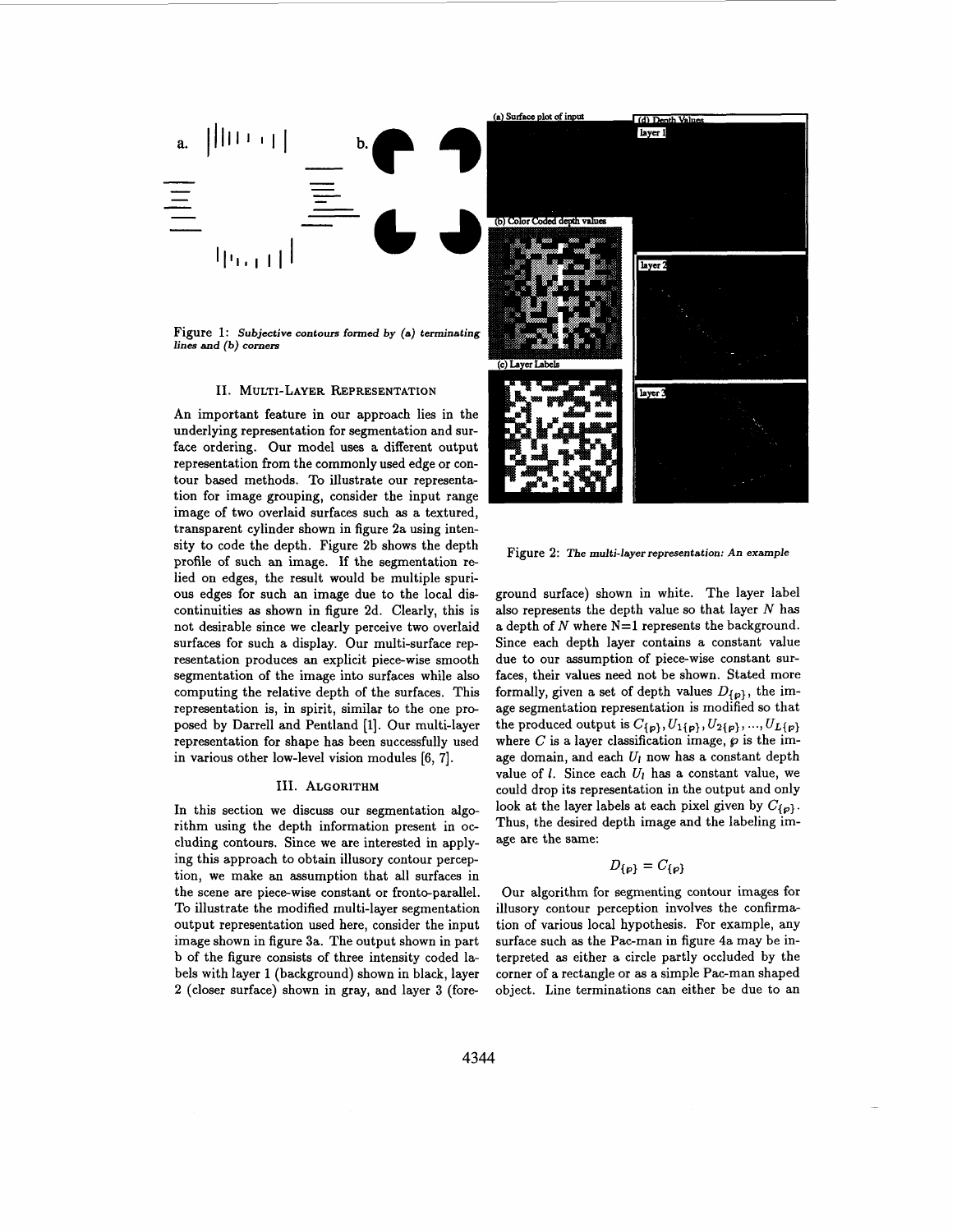Figure 1: *Subjective contours formed by (a) terminating lines and (b) corners*

Figure 2: *The multi-layer representation: An example*

## II. Multi-Layer Representation

An important feature in our approach lies in the underlying representation for segmentation and surface ordering. Our model uses a different output representation from the commonly used edge or contour based methods. To illustrate our representation for image grouping, consider the input range image of two overlaid surfaces such as a textured, transparent cylinder shown in figure 2a using intensity to code the depth. Figure 2b shows the depth profile of such an image. If the segmentation relied on edges, the result would be multiple spurious edges for such an image due to the local discontinuities as shown in figure 2d. Clearly, this is not desirable since we clearly perceive two overlaid surfaces for such a display. Our multi-surface representation produces an explicit piece-wise smooth segmentation of the image into surfaces while also computing the relative depth of the surfaces. This representation is, in spirit, similar to the one proposed by Darrell and Pentland [1]. Our multi-layer representation for shape has been successfully used in various other low-level vision modules [6, 7].

## III. Algorithm

In this section we discuss our segmentation algorithm using the depth information present in occluding contours. Since we are interested in applying this approach to obtain illusory contour perception, we make an assumption that all surfaces in the scene are piece-wise constant or fronto-parallel. To illustrate the modified multi-layer segmentation output representation used here, consider the input image shown in figure 3a. The output shown in part b of the figure consists of three intensity coded labels with layer 1 (background) shown in black, layer 2 (closer surface) shown in gray, and layer 3 (foreground surface) shown in white. The layer label also represents the depth value so that layer $N$ has a depth of $N$ where N=1 represents the background. Since each depth layer contains a constant value due to our assumption of piece-wise constant surfaces, their values need not be shown. Stated more formally, given a set of depth values $D_{\{\wp\}}$, the image segmentation representation is modified so that the produced output is $C_{\{\wp\}}, U_{1\{\wp\}}, U_{2\{\wp\}}, ..., U_{L\{\wp\}}$ where $C$ is a layer classification image, $\wp$ is the image domain, and each $U_l$ now has a constant depth value of $l$. Since each $U_l$ has a constant value, we could drop its representation in the output and only look at the layer labels at each pixel given by $C_{\{\wp\}}$. Thus, the desired depth image and the labeling image are the same:

$$D_{\{\wp\}} = C_{\{\wp\}}$$

Our algorithm for segmenting contour images for illusory contour perception involves the confirmation of various local hypothesis. For example, any surface such as the Pac-man in figure 4a may be interpreted as either a circle partly occluded by the corner of a rectangle or as a simple Pac-man shaped object. Line terminations can either be due to an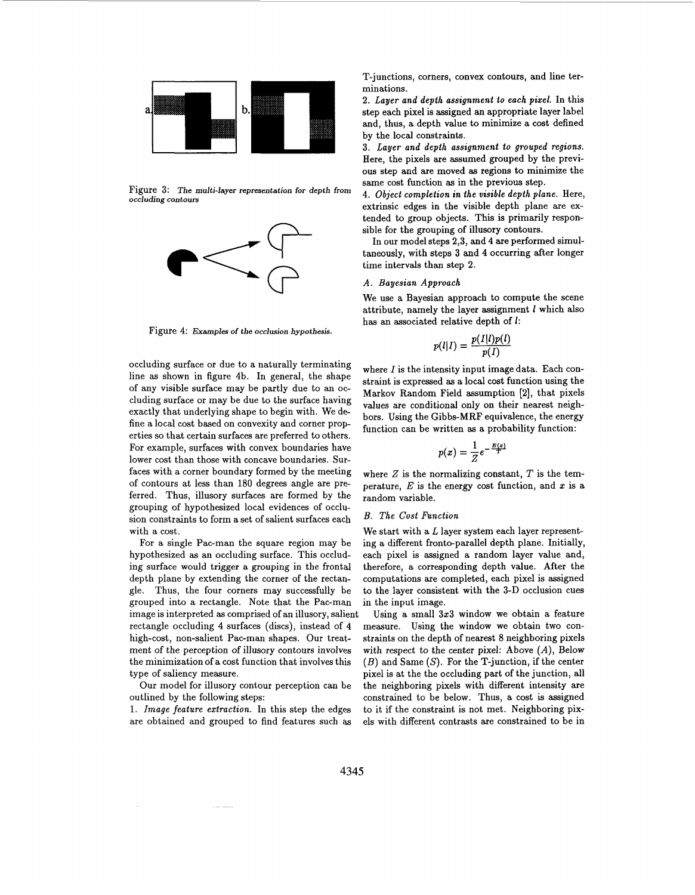Figure 3: *The multi-layer representation for depth from occluding contours*

Figure 4: *Examples of the occlusion hypothesis.*

occluding surface or due to a naturally terminating line as shown in figure 4b. In general, the shape of any visible surface may be partly due to an occluding surface or may be due to the surface having exactly that underlying shape to begin with. We define a local cost based on convexity and corner properties so that certain surfaces are preferred to others. For example, surfaces with convex boundaries have lower cost than those with concave boundaries. Surfaces with a corner boundary formed by the meeting of contours at less than 180 degrees angle are preferred. Thus, illusory surfaces are formed by the grouping of hypothesized local evidences of occlusion constraints to form a set of salient surfaces each with a cost.

For a single Pac-man the square region may be hypothesized as an occluding surface. This occluding surface would trigger a grouping in the frontal depth plane by extending the corner of the rectangle. Thus, the four corners may successfully be grouped into a rectangle. Note that the Pac-man image is interpreted as comprised of an illusory, salient rectangle occluding 4 surfaces (discs), instead of 4 high-cost, non-salient Pac-man shapes. Our treatment of the perception of illusory contours involves the minimization of a cost function that involves this type of saliency measure.

Our model for illusory contour perception can be outlined by the following steps:

1. *Image feature extraction.* In this step the edges are obtained and grouped to find features such as T-junctions, corners, convex contours, and line terminations.
2. *Layer and depth assignment to each pixel.* In this step each pixel is assigned an appropriate layer label and, thus, a depth value to minimize a cost defined by the local constraints.
3. *Layer and depth assignment to grouped regions.* Here, the pixels are assumed grouped by the previous step and are moved as regions to minimize the same cost function as in the previous step.
4. *Object completion in the visible depth plane.* Here, extrinsic edges in the visible depth plane are extended to group objects. This is primarily responsible for the grouping of illusory contours.

In our model steps 2,3, and 4 are performed simultaneously, with steps 3 and 4 occurring after longer time intervals than step 2.

### *A. Bayesian Approach*

We use a Bayesian approach to compute the scene attribute, namely the layer assignment $l$ which also has an associated relative depth of $l$:

$$p(l|I) = \frac{p(I|l)p(l)}{p(I)}$$

where $I$ is the intensity input image data. Each constraint is expressed as a local cost function using the Markov Random Field assumption [2], that pixels values are conditional only on their nearest neighbors. Using the Gibbs-MRF equivalence, the energy function can be written as a probability function:

$$p(x) = \frac{1}{Z}e^{-\frac{E(x)}{T}}$$

where $Z$ is the normalizing constant, $T$ is the temperature, $E$ is the energy cost function, and $x$ is a random variable.

### *B. The Cost Function*

We start with a $L$ layer system each layer representing a different fronto-parallel depth plane. Initially, each pixel is assigned a random layer value and, therefore, a corresponding depth value. After the computations are completed, each pixel is assigned to the layer consistent with the 3-D occlusion cues in the input image.

Using a small $3x3$ window we obtain a feature measure. Using the window we obtain two constraints on the depth of nearest 8 neighboring pixels with respect to the center pixel: Above ($A$), Below ($B$) and Same ($S$). For the T-junction, if the center pixel is at the the occluding part of the junction, all the neighboring pixels with different intensity are constrained to be below. Thus, a cost is assigned to it if the constraint is not met. Neighboring pixels with different contrasts are constrained to be in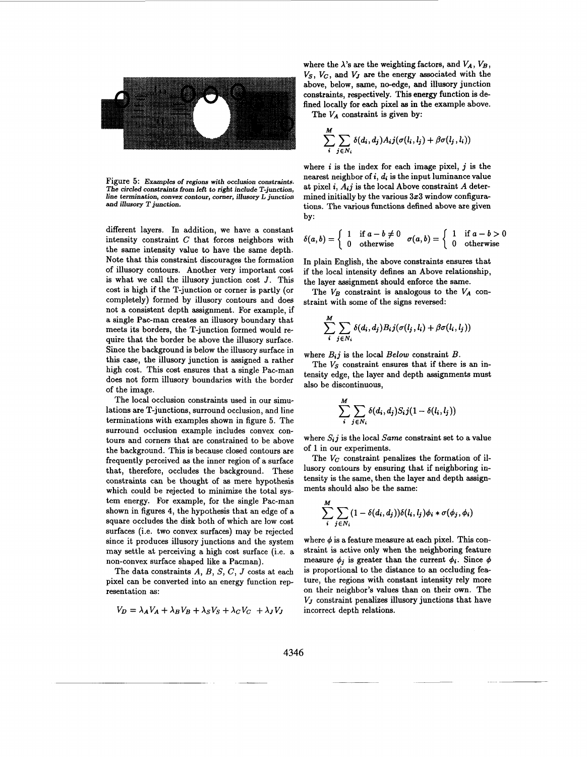Figure 5: *Examples of regions with occlusion constraints. The circled constraints from left to right include T-junction, line termination, convex contour, corner, illusory L junction and illusory T junction.*

different layers. In addition, we have a constant intensity constraint $C$ that forces neighbors with the same intensity value to have the same depth. Note that this constraint discourages the formation of illusory contours. Another very important cost is what we call the illusory junction cost $J$. This cost is high if the T-junction or corner is partly (or completely) formed by illusory contours and does not a consistent depth assignment. For example, if a single Pac-man creates an illusory boundary that meets its borders, the T-junction formed would require that the border be above the illusory surface. Since the background is below the illusory surface in this case, the illusory junction is assigned a rather high cost. This cost ensures that a single Pac-man does not form illusory boundaries with the border of the image.

The local occlusion constraints used in our simulations are T-junctions, surround occlusion, and line terminations with examples shown in figure 5. The surround occlusion example includes convex contours and corners that are constrained to be above the background. This is because closed contours are frequently perceived as the inner region of a surface that, therefore, occludes the background. These constraints can be thought of as mere hypothesis which could be rejected to minimize the total system energy. For example, for the single Pac-man shown in figures 4, the hypothesis that an edge of a square occludes the disk both of which are low cost surfaces (i.e. two convex surfaces) may be rejected since it produces illusory junctions and the system may settle at perceiving a high cost surface (i.e. a non-convex surface shaped like a Pacman).

The data constraints $A$, $B$, $S$, $C$, $J$ costs at each pixel can be converted into an energy function representation as:

$$V_D = \lambda_A V_A + \lambda_B V_B + \lambda_S V_S + \lambda_C V_C + \lambda_J V_J$$

where the $\lambda$'s are the weighting factors, and $V_A$, $V_B$, $V_S$, $V_C$, and $V_J$ are the energy associated with the above, below, same, no-edge, and illusory junction constraints, respectively. This energy function is defined locally for each pixel as in the example above.

The $V_A$ constraint is given by:

$$\sum_{i}^{M} \sum_{j \in N_i} \delta(d_i, d_j) A_i j(\sigma(l_i, l_j) + \beta\sigma(l_j, l_i))$$

where $i$ is the index for each image pixel, $j$ is the nearest neighbor of $i$, $d_i$ is the input luminance value at pixel $i$, $A_i j$ is the local Above constraint $A$ determined initially by the various $3x3$ window configurations. The various functions defined above are given by:

$$\delta(a,b) = \begin{cases} 1 & \text{if } a - b \neq 0 \\ 0 & \text{otherwise} \end{cases} \quad \sigma(a,b) = \begin{cases} 1 & \text{if } a - b > 0 \\ 0 & \text{otherwise} \end{cases}$$

In plain English, the above constraints ensures that if the local intensity defines an Above relationship, the layer assignment should enforce the same.

The $V_B$ constraint is analogous to the $V_A$ constraint with some of the signs reversed:

$$\sum_{i}^{M} \sum_{j \in N_i} \delta(d_i, d_j) B_i j(\sigma(l_j, l_i) + \beta\sigma(l_i, l_j))$$

where $B_i j$ is the local *Below* constraint $B$.

The $V_S$ constraint ensures that if there is an intensity edge, the layer and depth assignments must also be discontinuous,

$$\sum_{i}^{M} \sum_{j \in N_i} \delta(d_i, d_j) S_i j(1 - \delta(l_i, l_j))$$

where $S_i j$ is the local *Same* constraint set to a value of 1 in our experiments.

The $V_C$ constraint penalizes the formation of illusory contours by ensuring that if neighboring intensity is the same, then the layer and depth assignments should also be the same:

$$\sum_{i}^{M} \sum_{j \in N_i} (1 - \delta(d_i, d_j))\delta(l_i, l_j)\phi_i * \sigma(\phi_j, \phi_i)$$

where $\phi$ is a feature measure at each pixel. This constraint is active only when the neighboring feature measure $\phi_j$ is greater than the current $\phi_i$. Since $\phi$ is proportional to the distance to an occluding feature, the regions with constant intensity rely more on their neighbor's values than on their own. The $V_J$ constraint penalizes illusory junctions that have incorrect depth relations.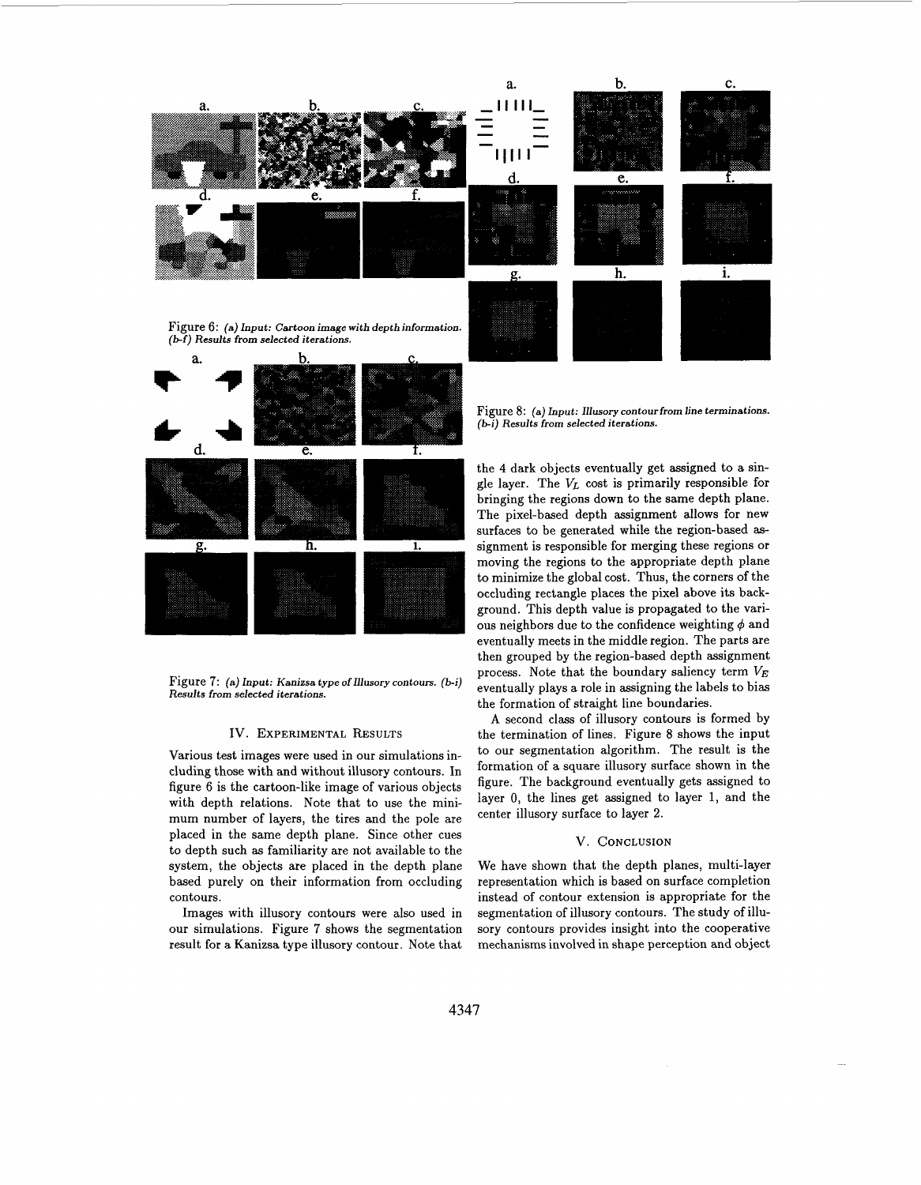Figure 6: *(a) Input: Cartoon image with depth information. (b-f) Results from selected iterations.*

Figure 7: *(a) Input: Kanizsa type of Illusory contours. (b-i) Results from selected iterations.*

Figure 8: *(a) Input: Illusory contour from line terminations. (b-i) Results from selected iterations.*

## IV. Experimental Results

Various test images were used in our simulations including those with and without illusory contours. In figure 6 is the cartoon-like image of various objects with depth relations. Note that to use the minimum number of layers, the tires and the pole are placed in the same depth plane. Since other cues to depth such as familiarity are not available to the system, the objects are placed in the depth plane based purely on their information from occluding contours.

Images with illusory contours were also used in our simulations. Figure 7 shows the segmentation result for a Kanizsa type illusory contour. Note that the 4 dark objects eventually get assigned to a single layer. The $V_L$ cost is primarily responsible for bringing the regions down to the same depth plane. The pixel-based depth assignment allows for new surfaces to be generated while the region-based assignment is responsible for merging these regions or moving the regions to the appropriate depth plane to minimize the global cost. Thus, the corners of the occluding rectangle places the pixel above its background. This depth value is propagated to the various neighbors due to the confidence weighting $\phi$ and eventually meets in the middle region. The parts are then grouped by the region-based depth assignment process. Note that the boundary saliency term $V_E$ eventually plays a role in assigning the labels to bias the formation of straight line boundaries.

A second class of illusory contours is formed by the termination of lines. Figure 8 shows the input to our segmentation algorithm. The result is the formation of a square illusory surface shown in the figure. The background eventually gets assigned to layer 0, the lines get assigned to layer 1, and the center illusory surface to layer 2.

## V. Conclusion

We have shown that the depth planes, multi-layer representation which is based on surface completion instead of contour extension is appropriate for the segmentation of illusory contours. The study of illusory contours provides insight into the cooperative mechanisms involved in shape perception and object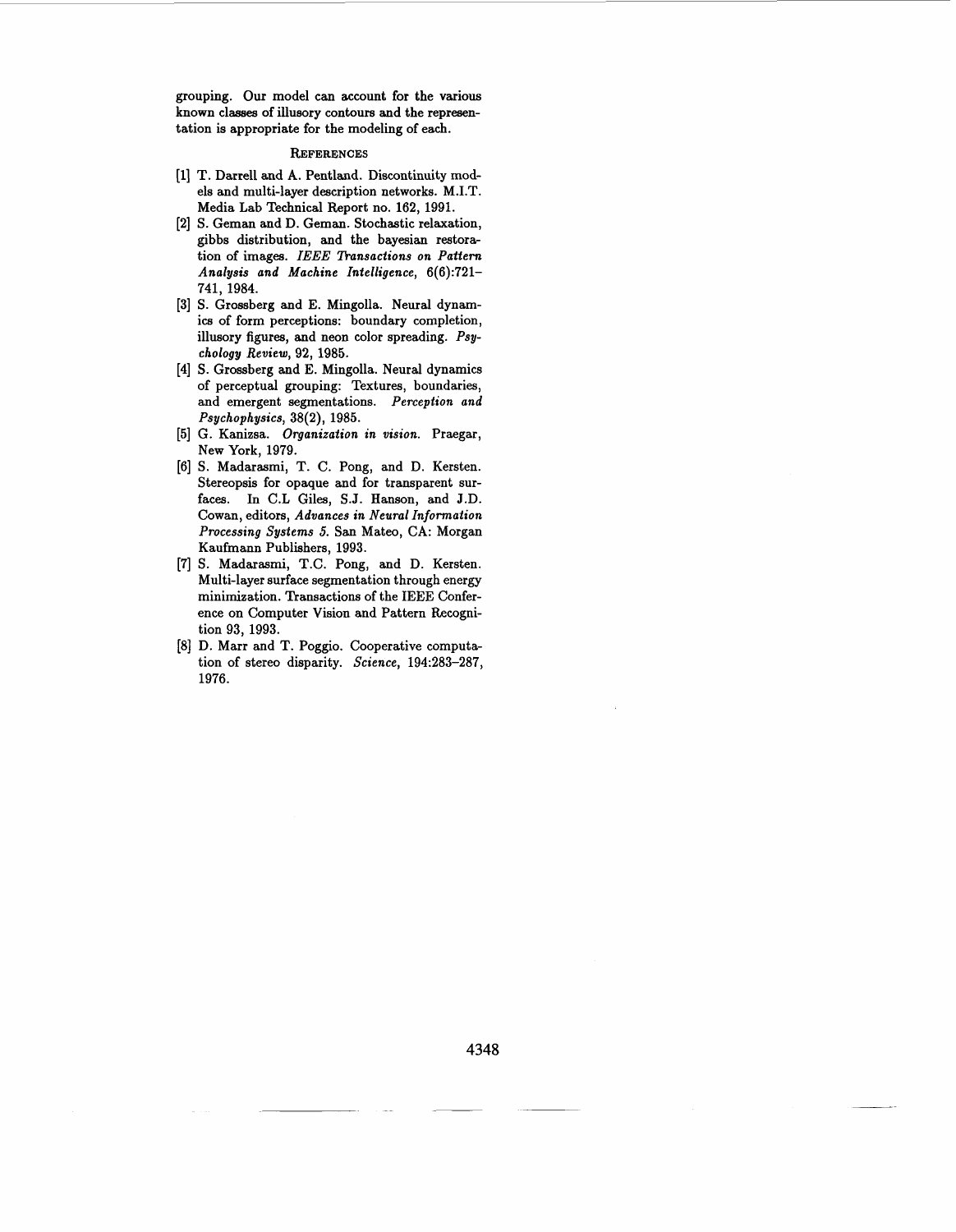grouping. Our model can account for the various known classes of illusory contours and the representation is appropriate for the modeling of each.

## References

[1] T. Darrell and A. Pentland. Discontinuity models and multi-layer description networks. M.I.T. Media Lab Technical Report no. 162, 1991.

[2] S. Geman and D. Geman. Stochastic relaxation, gibbs distribution, and the bayesian restoration of images. *IEEE Transactions on Pattern Analysis and Machine Intelligence*, 6(6):721–741, 1984.

[3] S. Grossberg and E. Mingolla. Neural dynamics of form perceptions: boundary completion, illusory figures, and neon color spreading. *Psychology Review*, 92, 1985.

[4] S. Grossberg and E. Mingolla. Neural dynamics of perceptual grouping: Textures, boundaries, and emergent segmentations. *Perception and Psychophysics*, 38(2), 1985.

[5] G. Kanizsa. *Organization in vision.* Praegar, New York, 1979.

[6] S. Madarasmi, T. C. Pong, and D. Kersten. Stereopsis for opaque and for transparent surfaces. In C.L Giles, S.J. Hanson, and J.D. Cowan, editors, *Advances in Neural Information Processing Systems 5.* San Mateo, CA: Morgan Kaufmann Publishers, 1993.

[7] S. Madarasmi, T.C. Pong, and D. Kersten. Multi-layer surface segmentation through energy minimization. Transactions of the IEEE Conference on Computer Vision and Pattern Recognition 93, 1993.

[8] D. Marr and T. Poggio. Cooperative computation of stereo disparity. *Science*, 194:283–287, 1976.